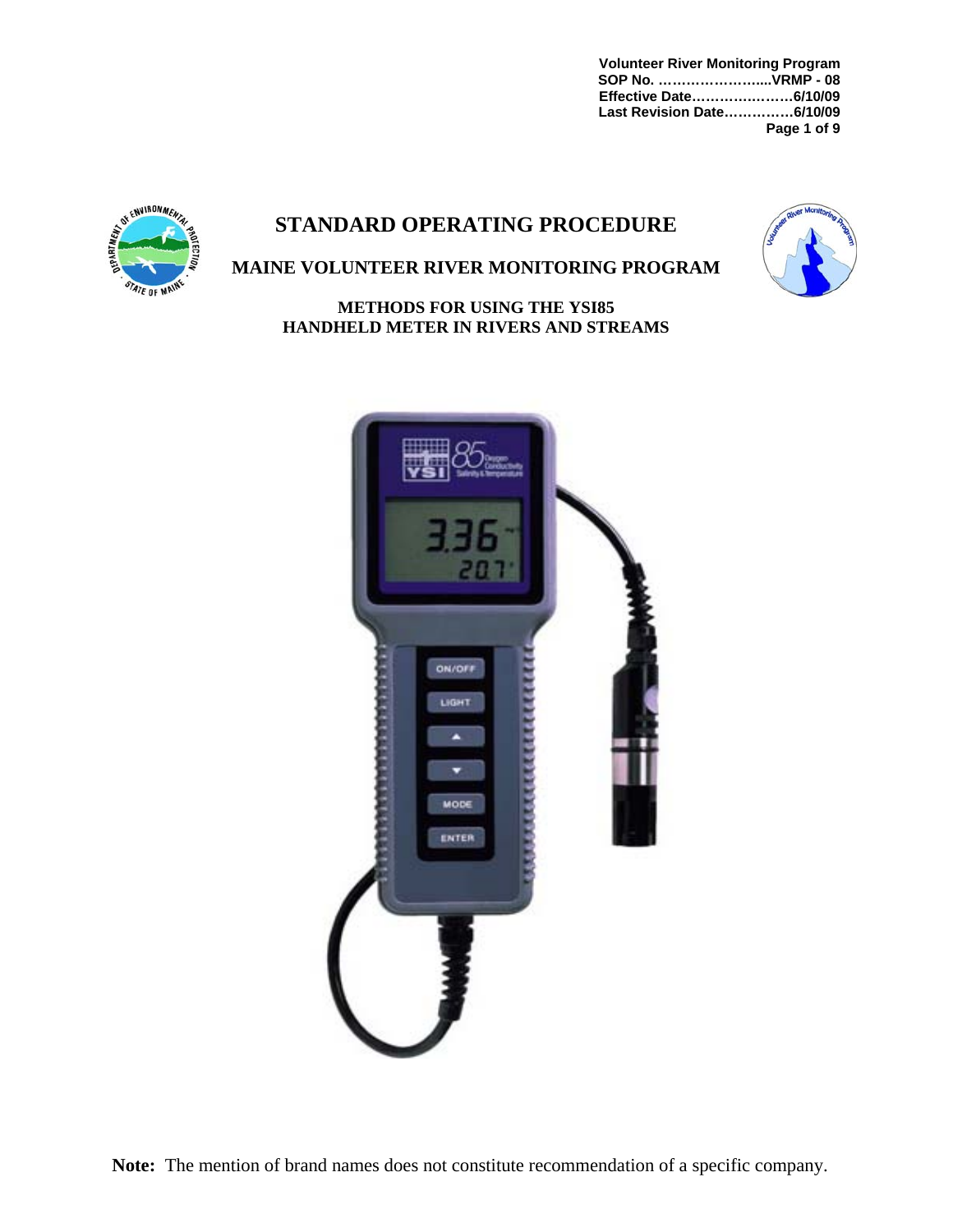Volunteer River Monitoring Program
SOP No. …………………....VRMP - 08
Effective Date……………..……6/10/09
Last Revision Date……………6/10/09

# STANDARD OPERATING PROCEDURE

## MAINE VOLUNTEER RIVER MONITORING PROGRAM

### METHODS FOR USING THE YSI85 HANDHELD METER IN RIVERS AND STREAMS

**Note:** The mention of brand names does not constitute recommendation of a specific company.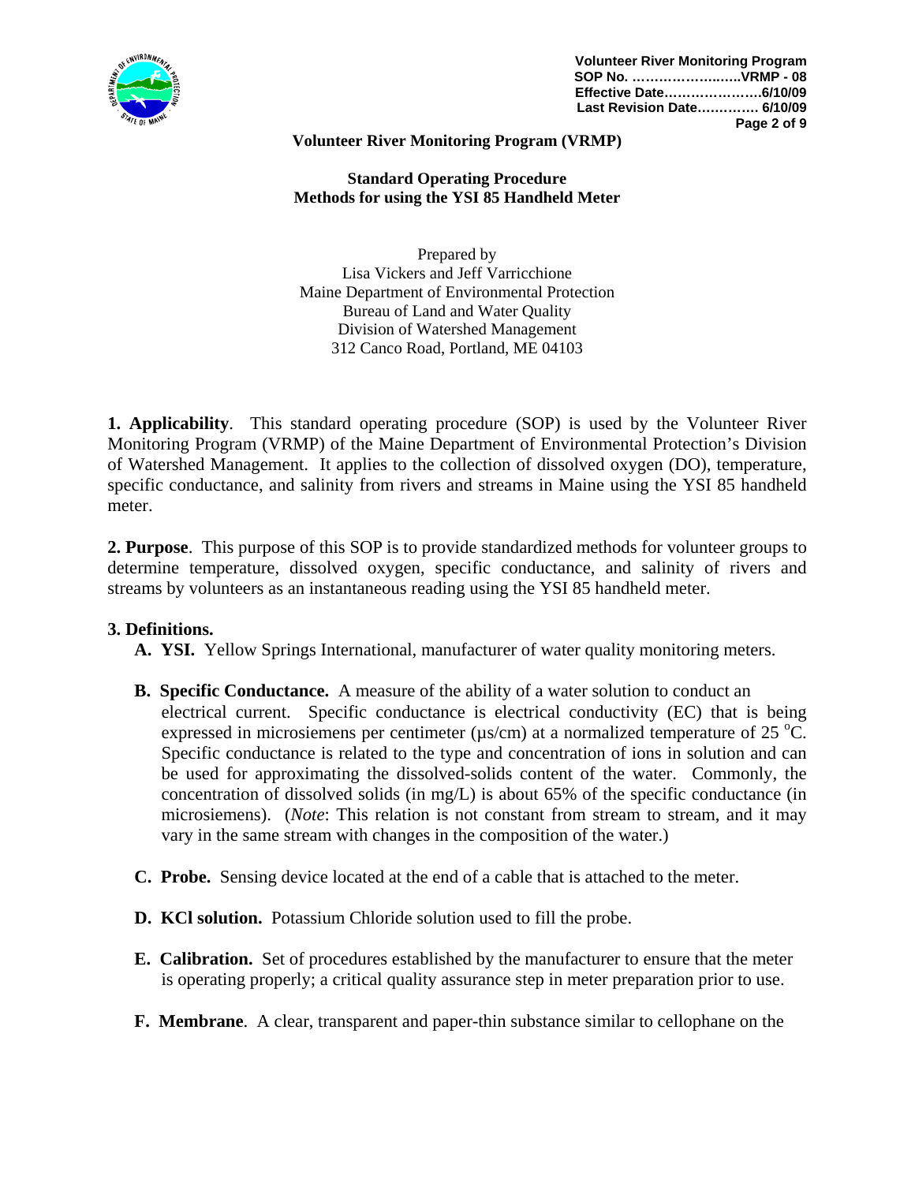**Volunteer River Monitoring Program (VRMP)**

**Standard Operating Procedure**
**Methods for using the YSI 85 Handheld Meter**

Prepared by
Lisa Vickers and Jeff Varricchione
Maine Department of Environmental Protection
Bureau of Land and Water Quality
Division of Watershed Management
312 Canco Road, Portland, ME 04103

**1. Applicability**. This standard operating procedure (SOP) is used by the Volunteer River Monitoring Program (VRMP) of the Maine Department of Environmental Protection's Division of Watershed Management. It applies to the collection of dissolved oxygen (DO), temperature, specific conductance, and salinity from rivers and streams in Maine using the YSI 85 handheld meter.

**2. Purpose**. This purpose of this SOP is to provide standardized methods for volunteer groups to determine temperature, dissolved oxygen, specific conductance, and salinity of rivers and streams by volunteers as an instantaneous reading using the YSI 85 handheld meter.

**3. Definitions.**

**A. YSI.** Yellow Springs International, manufacturer of water quality monitoring meters.

**B. Specific Conductance.** A measure of the ability of a water solution to conduct an electrical current. Specific conductance is electrical conductivity (EC) that is being expressed in microsiemens per centimeter (µs/cm) at a normalized temperature of 25 $^{o}$C. Specific conductance is related to the type and concentration of ions in solution and can be used for approximating the dissolved-solids content of the water. Commonly, the concentration of dissolved solids (in mg/L) is about 65% of the specific conductance (in microsiemens). (*Note*: This relation is not constant from stream to stream, and it may vary in the same stream with changes in the composition of the water.)

**C. Probe.** Sensing device located at the end of a cable that is attached to the meter.

**D. KCl solution.** Potassium Chloride solution used to fill the probe.

**E. Calibration.** Set of procedures established by the manufacturer to ensure that the meter is operating properly; a critical quality assurance step in meter preparation prior to use.

**F. Membrane**. A clear, transparent and paper-thin substance similar to cellophane on the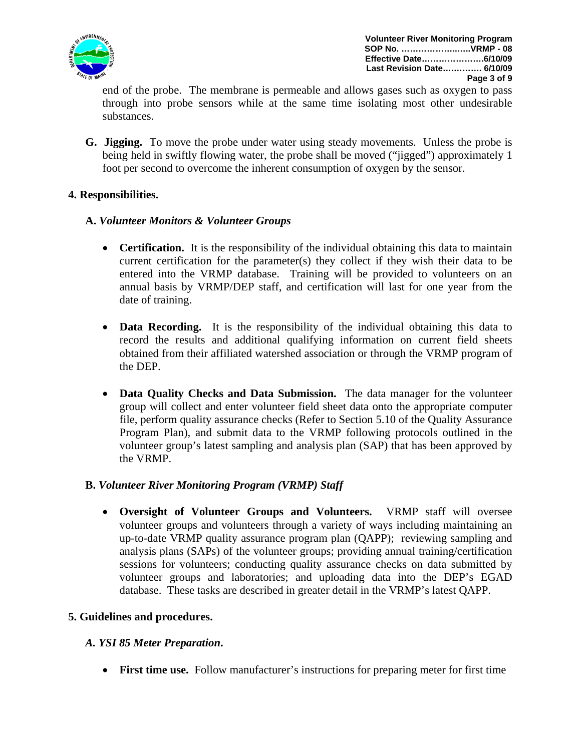end of the probe. The membrane is permeable and allows gases such as oxygen to pass through into probe sensors while at the same time isolating most other undesirable substances.

G. **Jigging.** To move the probe under water using steady movements. Unless the probe is being held in swiftly flowing water, the probe shall be moved ("jigged") approximately 1 foot per second to overcome the inherent consumption of oxygen by the sensor.

## 4. Responsibilities.

### A. *Volunteer Monitors & Volunteer Groups*

- **Certification.** It is the responsibility of the individual obtaining this data to maintain current certification for the parameter(s) they collect if they wish their data to be entered into the VRMP database. Training will be provided to volunteers on an annual basis by VRMP/DEP staff, and certification will last for one year from the date of training.

- **Data Recording.** It is the responsibility of the individual obtaining this data to record the results and additional qualifying information on current field sheets obtained from their affiliated watershed association or through the VRMP program of the DEP.

- **Data Quality Checks and Data Submission.** The data manager for the volunteer group will collect and enter volunteer field sheet data onto the appropriate computer file, perform quality assurance checks (Refer to Section 5.10 of the Quality Assurance Program Plan), and submit data to the VRMP following protocols outlined in the volunteer group's latest sampling and analysis plan (SAP) that has been approved by the VRMP.

### B. *Volunteer River Monitoring Program (VRMP) Staff*

- **Oversight of Volunteer Groups and Volunteers.** VRMP staff will oversee volunteer groups and volunteers through a variety of ways including maintaining an up-to-date VRMP quality assurance program plan (QAPP); reviewing sampling and analysis plans (SAPs) of the volunteer groups; providing annual training/certification sessions for volunteers; conducting quality assurance checks on data submitted by volunteer groups and laboratories; and uploading data into the DEP's EGAD database. These tasks are described in greater detail in the VRMP's latest QAPP.

## 5. Guidelines and procedures.

### *A. YSI 85 Meter Preparation.*

- **First time use.** Follow manufacturer's instructions for preparing meter for first time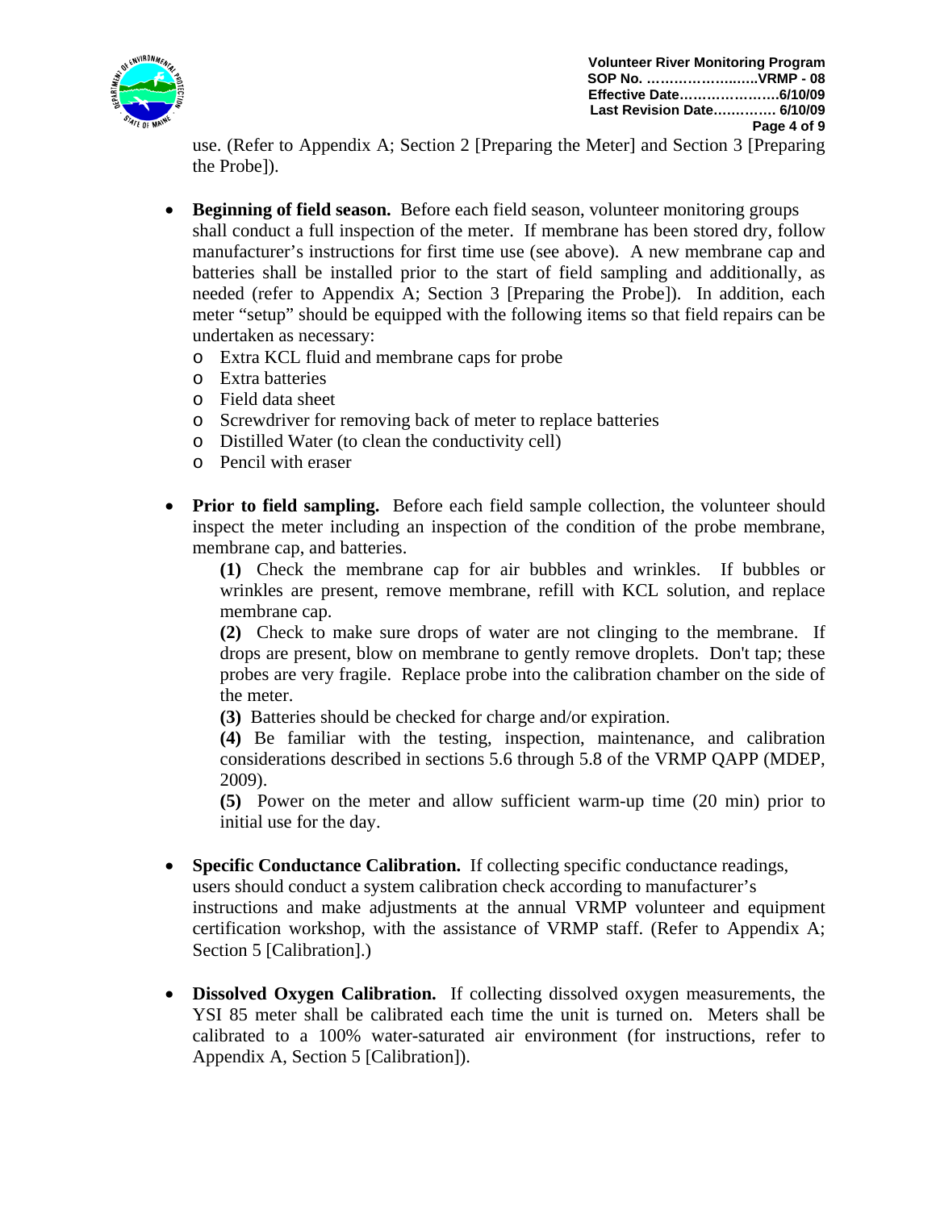use. (Refer to Appendix A; Section 2 [Preparing the Meter] and Section 3 [Preparing the Probe]).

- **Beginning of field season.** Before each field season, volunteer monitoring groups shall conduct a full inspection of the meter. If membrane has been stored dry, follow manufacturer's instructions for first time use (see above). A new membrane cap and batteries shall be installed prior to the start of field sampling and additionally, as needed (refer to Appendix A; Section 3 [Preparing the Probe]). In addition, each meter "setup" should be equipped with the following items so that field repairs can be undertaken as necessary:
  - Extra KCL fluid and membrane caps for probe
  - Extra batteries
  - Field data sheet
  - Screwdriver for removing back of meter to replace batteries
  - Distilled Water (to clean the conductivity cell)
  - Pencil with eraser

- **Prior to field sampling.** Before each field sample collection, the volunteer should inspect the meter including an inspection of the condition of the probe membrane, membrane cap, and batteries.

  **(1)** Check the membrane cap for air bubbles and wrinkles. If bubbles or wrinkles are present, remove membrane, refill with KCL solution, and replace membrane cap.

  **(2)** Check to make sure drops of water are not clinging to the membrane. If drops are present, blow on membrane to gently remove droplets. Don't tap; these probes are very fragile. Replace probe into the calibration chamber on the side of the meter.

  **(3)** Batteries should be checked for charge and/or expiration.

  **(4)** Be familiar with the testing, inspection, maintenance, and calibration considerations described in sections 5.6 through 5.8 of the VRMP QAPP (MDEP, 2009).

  **(5)** Power on the meter and allow sufficient warm-up time (20 min) prior to initial use for the day.

- **Specific Conductance Calibration.** If collecting specific conductance readings, users should conduct a system calibration check according to manufacturer's instructions and make adjustments at the annual VRMP volunteer and equipment certification workshop, with the assistance of VRMP staff. (Refer to Appendix A; Section 5 [Calibration].)

- **Dissolved Oxygen Calibration.** If collecting dissolved oxygen measurements, the YSI 85 meter shall be calibrated each time the unit is turned on. Meters shall be calibrated to a 100% water-saturated air environment (for instructions, refer to Appendix A, Section 5 [Calibration]).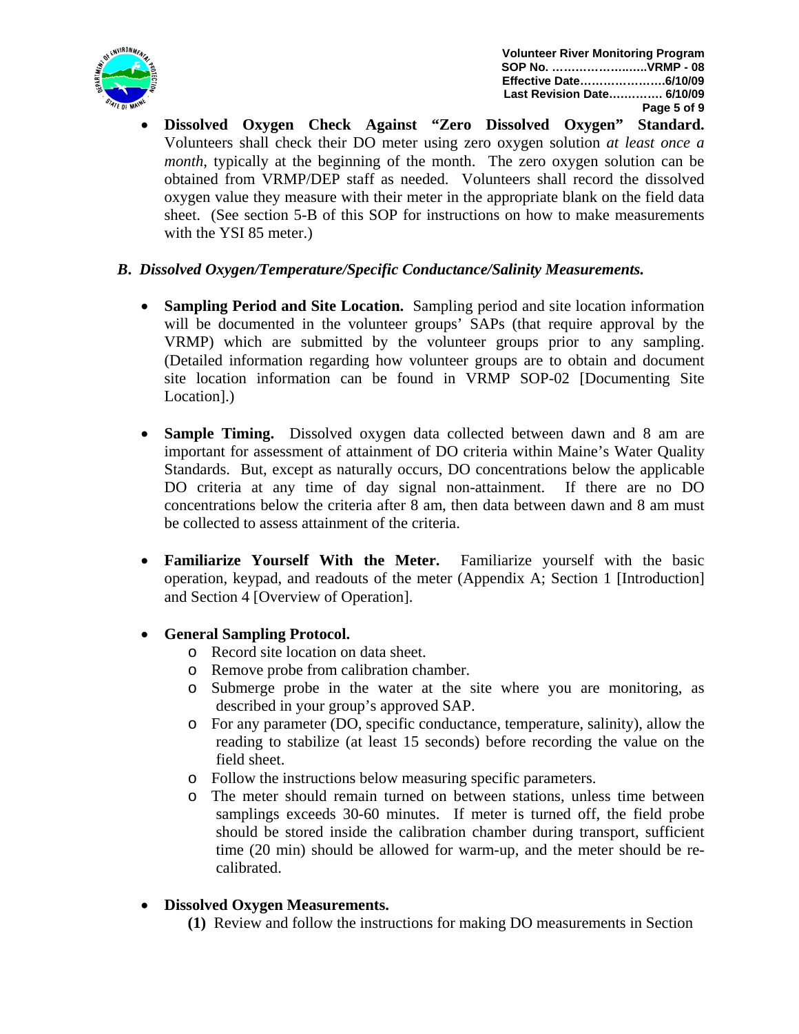- **Dissolved Oxygen Check Against "Zero Dissolved Oxygen" Standard.** Volunteers shall check their DO meter using zero oxygen solution *at least once a month*, typically at the beginning of the month. The zero oxygen solution can be obtained from VRMP/DEP staff as needed. Volunteers shall record the dissolved oxygen value they measure with their meter in the appropriate blank on the field data sheet. (See section 5-B of this SOP for instructions on how to make measurements with the YSI 85 meter.)

### *B. Dissolved Oxygen/Temperature/Specific Conductance/Salinity Measurements.*

- **Sampling Period and Site Location.** Sampling period and site location information will be documented in the volunteer groups' SAPs (that require approval by the VRMP) which are submitted by the volunteer groups prior to any sampling. (Detailed information regarding how volunteer groups are to obtain and document site location information can be found in VRMP SOP-02 [Documenting Site Location].)

- **Sample Timing.** Dissolved oxygen data collected between dawn and 8 am are important for assessment of attainment of DO criteria within Maine's Water Quality Standards. But, except as naturally occurs, DO concentrations below the applicable DO criteria at any time of day signal non-attainment. If there are no DO concentrations below the criteria after 8 am, then data between dawn and 8 am must be collected to assess attainment of the criteria.

- **Familiarize Yourself With the Meter.** Familiarize yourself with the basic operation, keypad, and readouts of the meter (Appendix A; Section 1 [Introduction] and Section 4 [Overview of Operation].

- **General Sampling Protocol.**
  - Record site location on data sheet.
  - Remove probe from calibration chamber.
  - Submerge probe in the water at the site where you are monitoring, as described in your group's approved SAP.
  - For any parameter (DO, specific conductance, temperature, salinity), allow the reading to stabilize (at least 15 seconds) before recording the value on the field sheet.
  - Follow the instructions below measuring specific parameters.
  - The meter should remain turned on between stations, unless time between samplings exceeds 30-60 minutes. If meter is turned off, the field probe should be stored inside the calibration chamber during transport, sufficient time (20 min) should be allowed for warm-up, and the meter should be re-calibrated.

- **Dissolved Oxygen Measurements.**
  - **(1)** Review and follow the instructions for making DO measurements in Section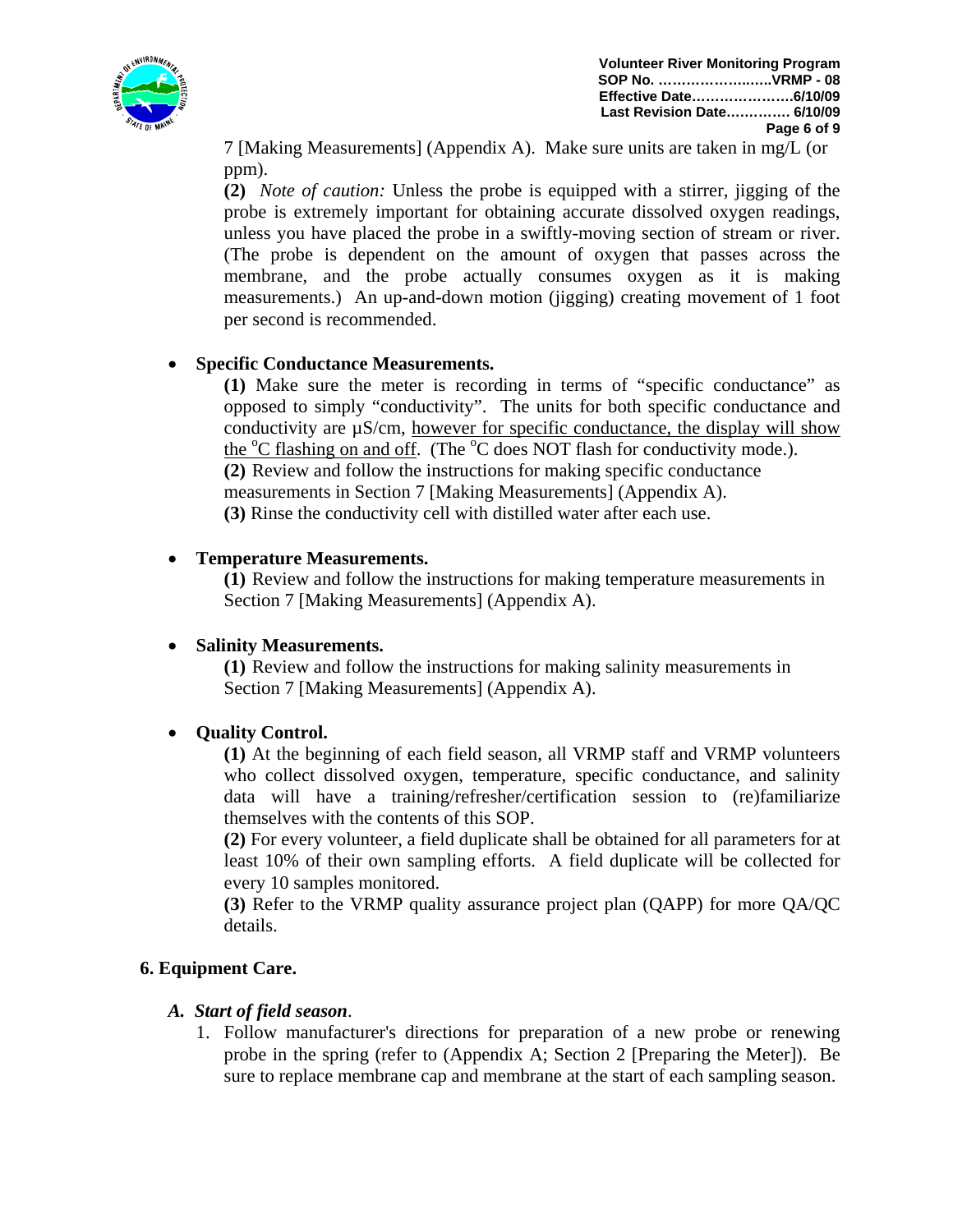7 [Making Measurements] (Appendix A). Make sure units are taken in mg/L (or ppm).

**(2)** *Note of caution:* Unless the probe is equipped with a stirrer, jigging of the probe is extremely important for obtaining accurate dissolved oxygen readings, unless you have placed the probe in a swiftly-moving section of stream or river. (The probe is dependent on the amount of oxygen that passes across the membrane, and the probe actually consumes oxygen as it is making measurements.) An up-and-down motion (jigging) creating movement of 1 foot per second is recommended.

- **Specific Conductance Measurements.**

  **(1)** Make sure the meter is recording in terms of "specific conductance" as opposed to simply "conductivity". The units for both specific conductance and conductivity are µS/cm, <u>however for specific conductance, the display will show the $^{o}$C flashing on and off</u>. (The $^{o}$C does NOT flash for conductivity mode.).
  **(2)** Review and follow the instructions for making specific conductance measurements in Section 7 [Making Measurements] (Appendix A).
  **(3)** Rinse the conductivity cell with distilled water after each use.

- **Temperature Measurements.**

  **(1)** Review and follow the instructions for making temperature measurements in Section 7 [Making Measurements] (Appendix A).

- **Salinity Measurements.**

  **(1)** Review and follow the instructions for making salinity measurements in Section 7 [Making Measurements] (Appendix A).

- **Quality Control.**

  **(1)** At the beginning of each field season, all VRMP staff and VRMP volunteers who collect dissolved oxygen, temperature, specific conductance, and salinity data will have a training/refresher/certification session to (re)familiarize themselves with the contents of this SOP.
  **(2)** For every volunteer, a field duplicate shall be obtained for all parameters for at least 10% of their own sampling efforts. A field duplicate will be collected for every 10 samples monitored.
  **(3)** Refer to the VRMP quality assurance project plan (QAPP) for more QA/QC details.

## 6. Equipment Care.

### *A. Start of field season*.

1. Follow manufacturer's directions for preparation of a new probe or renewing probe in the spring (refer to (Appendix A; Section 2 [Preparing the Meter]). Be sure to replace membrane cap and membrane at the start of each sampling season.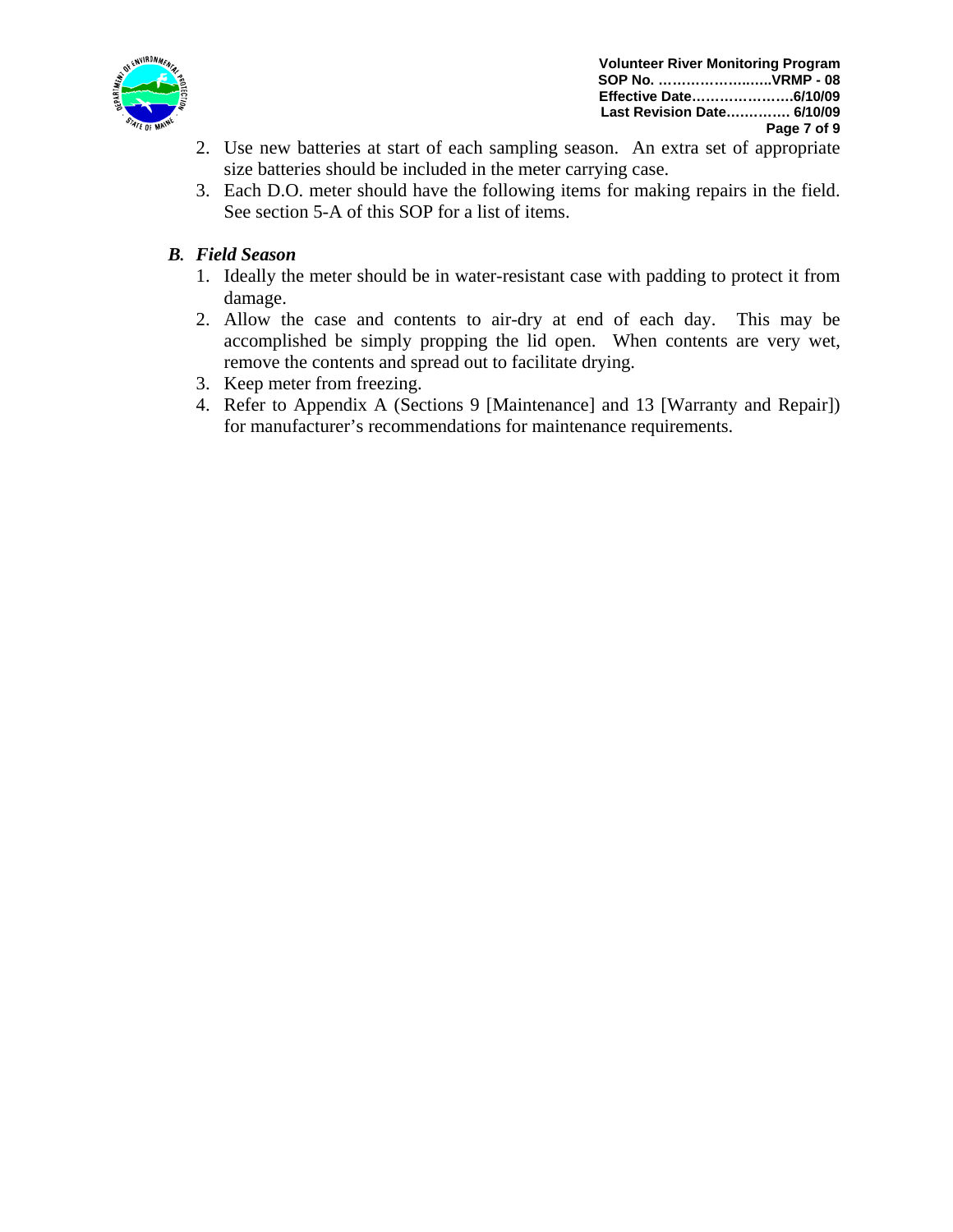2. Use new batteries at start of each sampling season. An extra set of appropriate size batteries should be included in the meter carrying case.
3. Each D.O. meter should have the following items for making repairs in the field. See section 5-A of this SOP for a list of items.

### *B. Field Season*

1. Ideally the meter should be in water-resistant case with padding to protect it from damage.
2. Allow the case and contents to air-dry at end of each day. This may be accomplished be simply propping the lid open. When contents are very wet, remove the contents and spread out to facilitate drying.
3. Keep meter from freezing.
4. Refer to Appendix A (Sections 9 [Maintenance] and 13 [Warranty and Repair]) for manufacturer's recommendations for maintenance requirements.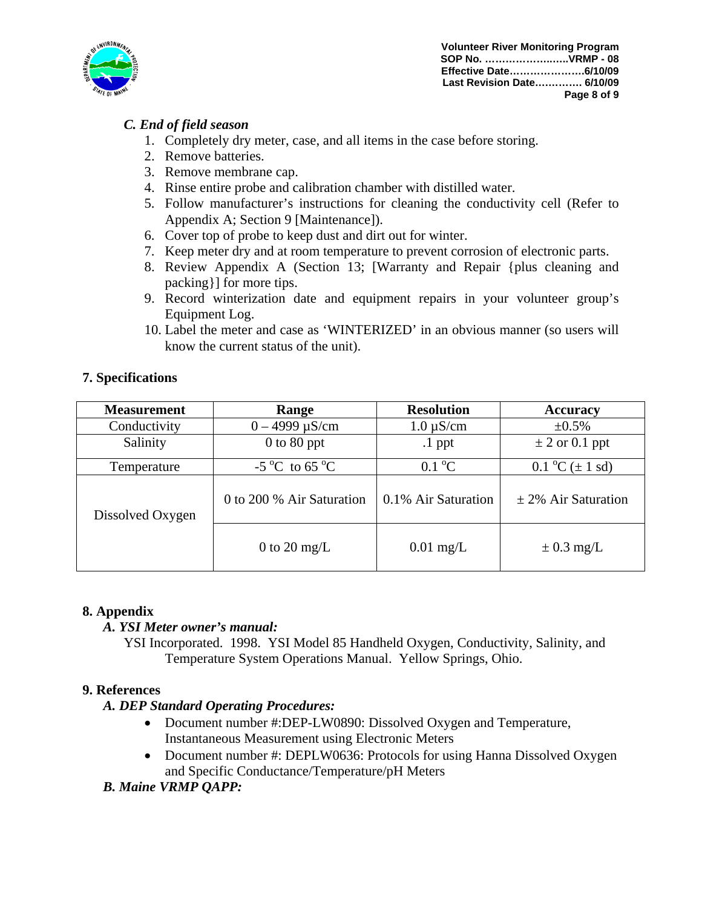### *C. End of field season*

1. Completely dry meter, case, and all items in the case before storing.
2. Remove batteries.
3. Remove membrane cap.
4. Rinse entire probe and calibration chamber with distilled water.
5. Follow manufacturer's instructions for cleaning the conductivity cell (Refer to Appendix A; Section 9 [Maintenance]).
6. Cover top of probe to keep dust and dirt out for winter.
7. Keep meter dry and at room temperature to prevent corrosion of electronic parts.
8. Review Appendix A (Section 13; [Warranty and Repair {plus cleaning and packing}] for more tips.
9. Record winterization date and equipment repairs in your volunteer group's Equipment Log.
10. Label the meter and case as 'WINTERIZED' in an obvious manner (so users will know the current status of the unit).

## 7. Specifications

| Measurement | Range | Resolution | Accuracy |
|---|---|---|---|
| Conductivity | 0 – 4999 µS/cm | 1.0 µS/cm | ±0.5% |
| Salinity | 0 to 80 ppt | .1 ppt | ± 2 or 0.1 ppt |
| Temperature | -5 °C to 65 °C | 0.1 °C | 0.1 °C (± 1 sd) |
| Dissolved Oxygen | 0 to 200 % Air Saturation | 0.1% Air Saturation | ± 2% Air Saturation |
| | 0 to 20 mg/L | 0.01 mg/L | ± 0.3 mg/L |

## 8. Appendix

### *A. YSI Meter owner's manual:*

YSI Incorporated. 1998. YSI Model 85 Handheld Oxygen, Conductivity, Salinity, and Temperature System Operations Manual. Yellow Springs, Ohio.

## 9. References

### *A. DEP Standard Operating Procedures:*

- Document number #:DEP-LW0890: Dissolved Oxygen and Temperature, Instantaneous Measurement using Electronic Meters
- Document number #: DEPLW0636: Protocols for using Hanna Dissolved Oxygen and Specific Conductance/Temperature/pH Meters

### *B. Maine VRMP QAPP:*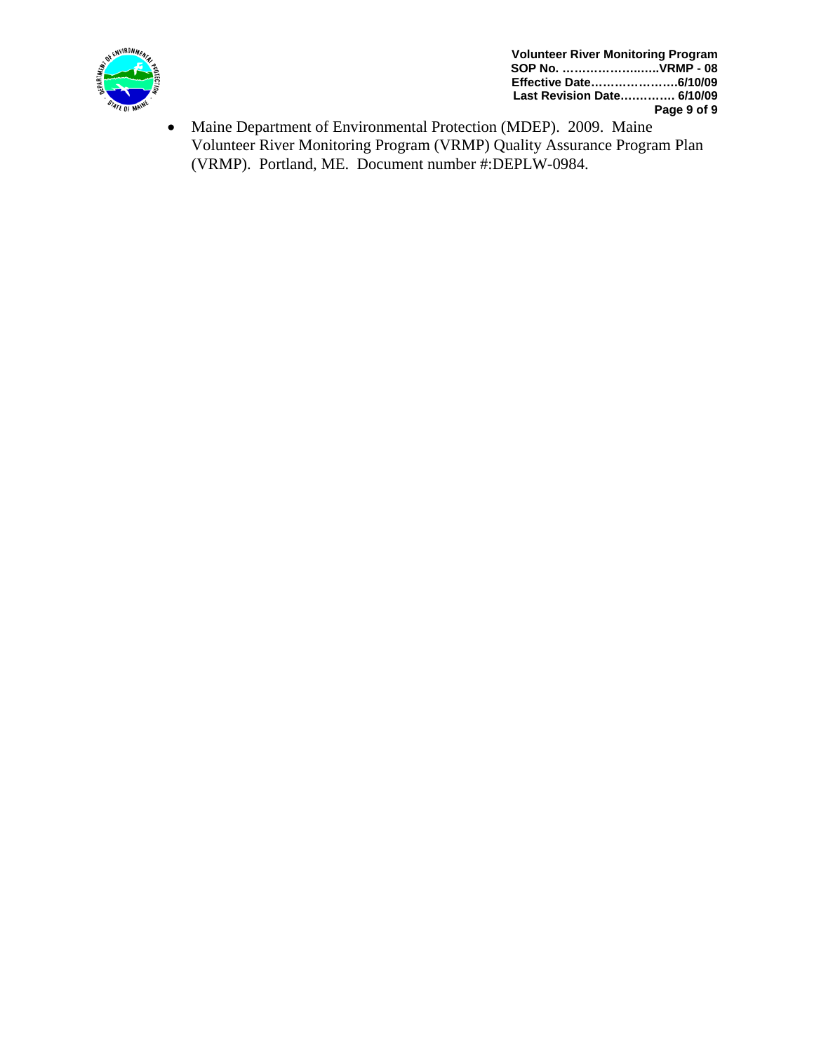- Maine Department of Environmental Protection (MDEP). 2009. Maine Volunteer River Monitoring Program (VRMP) Quality Assurance Program Plan (VRMP). Portland, ME. Document number #:DEPLW-0984.